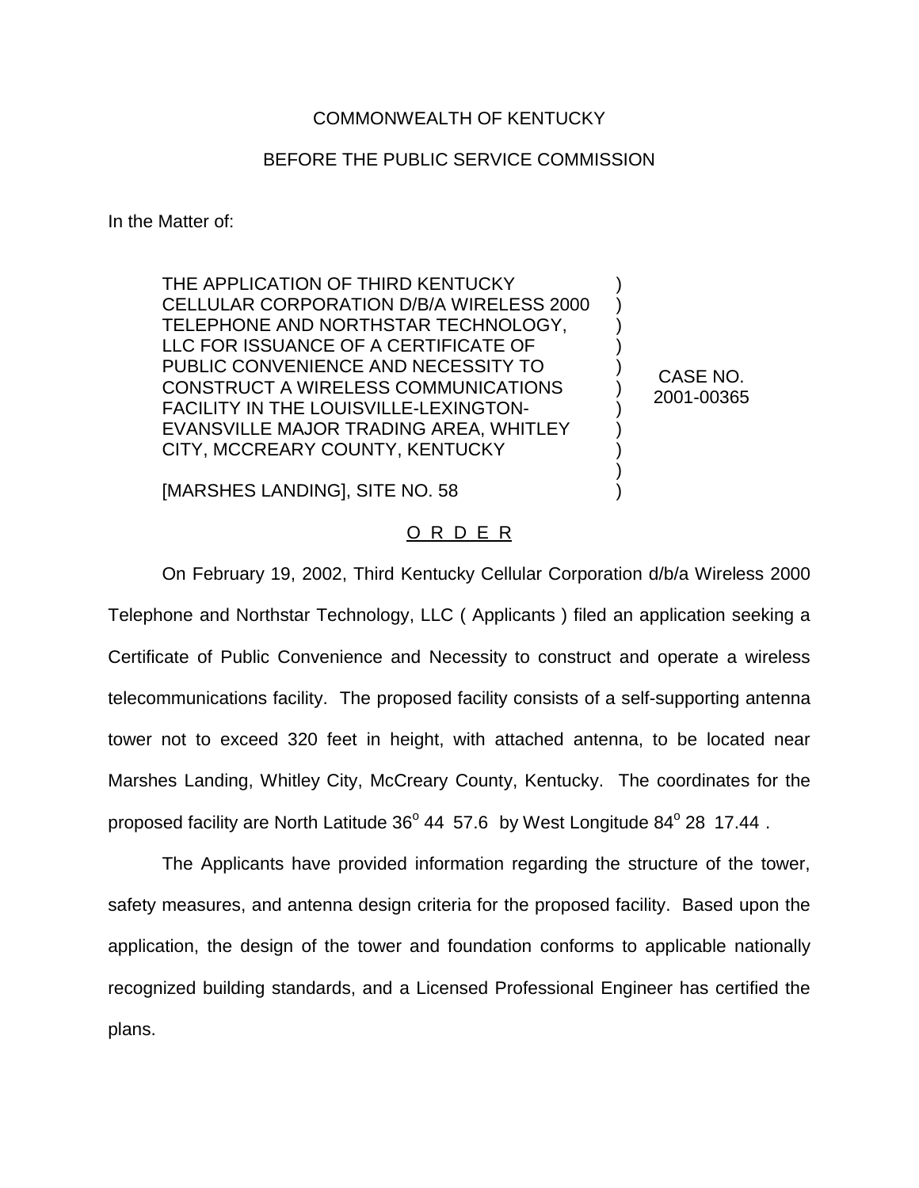COMMONWEALTH OF KENTUCKY

BEFORE THE PUBLIC SERVICE COMMISSION

In the Matter of:

| | |
|---|---|
| THE APPLICATION OF THIRD KENTUCKY CELLULAR CORPORATION D/B/A WIRELESS 2000 TELEPHONE AND NORTHSTAR TECHNOLOGY, LLC FOR ISSUANCE OF A CERTIFICATE OF PUBLIC CONVENIENCE AND NECESSITY TO CONSTRUCT A WIRELESS COMMUNICATIONS FACILITY IN THE LOUISVILLE-LEXINGTON-EVANSVILLE MAJOR TRADING AREA, WHITLEY CITY, MCCREARY COUNTY, KENTUCKY<br><br>[MARSHES LANDING], SITE NO. 58 | CASE NO. 2001-00365 |

O R D E R

On February 19, 2002, Third Kentucky Cellular Corporation d/b/a Wireless 2000 Telephone and Northstar Technology, LLC ( Applicants ) filed an application seeking a Certificate of Public Convenience and Necessity to construct and operate a wireless telecommunications facility. The proposed facility consists of a self-supporting antenna tower not to exceed 320 feet in height, with attached antenna, to be located near Marshes Landing, Whitley City, McCreary County, Kentucky. The coordinates for the proposed facility are North Latitude 36° 44 57.6 by West Longitude 84° 28 17.44 .

The Applicants have provided information regarding the structure of the tower, safety measures, and antenna design criteria for the proposed facility. Based upon the application, the design of the tower and foundation conforms to applicable nationally recognized building standards, and a Licensed Professional Engineer has certified the plans.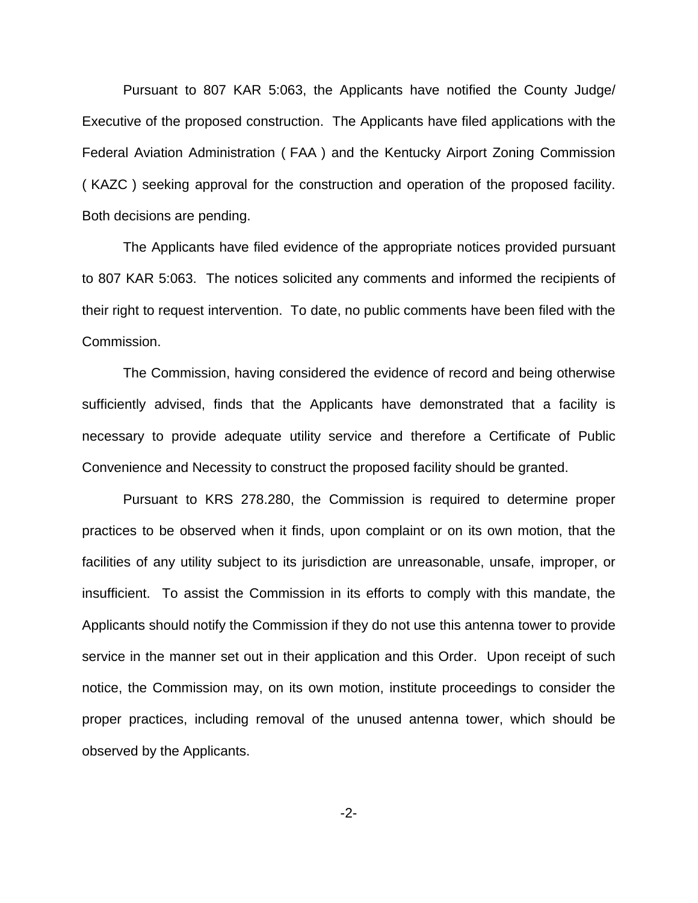Pursuant to 807 KAR 5:063, the Applicants have notified the County Judge/ Executive of the proposed construction. The Applicants have filed applications with the Federal Aviation Administration ( FAA ) and the Kentucky Airport Zoning Commission ( KAZC ) seeking approval for the construction and operation of the proposed facility. Both decisions are pending.

The Applicants have filed evidence of the appropriate notices provided pursuant to 807 KAR 5:063. The notices solicited any comments and informed the recipients of their right to request intervention. To date, no public comments have been filed with the Commission.

The Commission, having considered the evidence of record and being otherwise sufficiently advised, finds that the Applicants have demonstrated that a facility is necessary to provide adequate utility service and therefore a Certificate of Public Convenience and Necessity to construct the proposed facility should be granted.

Pursuant to KRS 278.280, the Commission is required to determine proper practices to be observed when it finds, upon complaint or on its own motion, that the facilities of any utility subject to its jurisdiction are unreasonable, unsafe, improper, or insufficient. To assist the Commission in its efforts to comply with this mandate, the Applicants should notify the Commission if they do not use this antenna tower to provide service in the manner set out in their application and this Order. Upon receipt of such notice, the Commission may, on its own motion, institute proceedings to consider the proper practices, including removal of the unused antenna tower, which should be observed by the Applicants.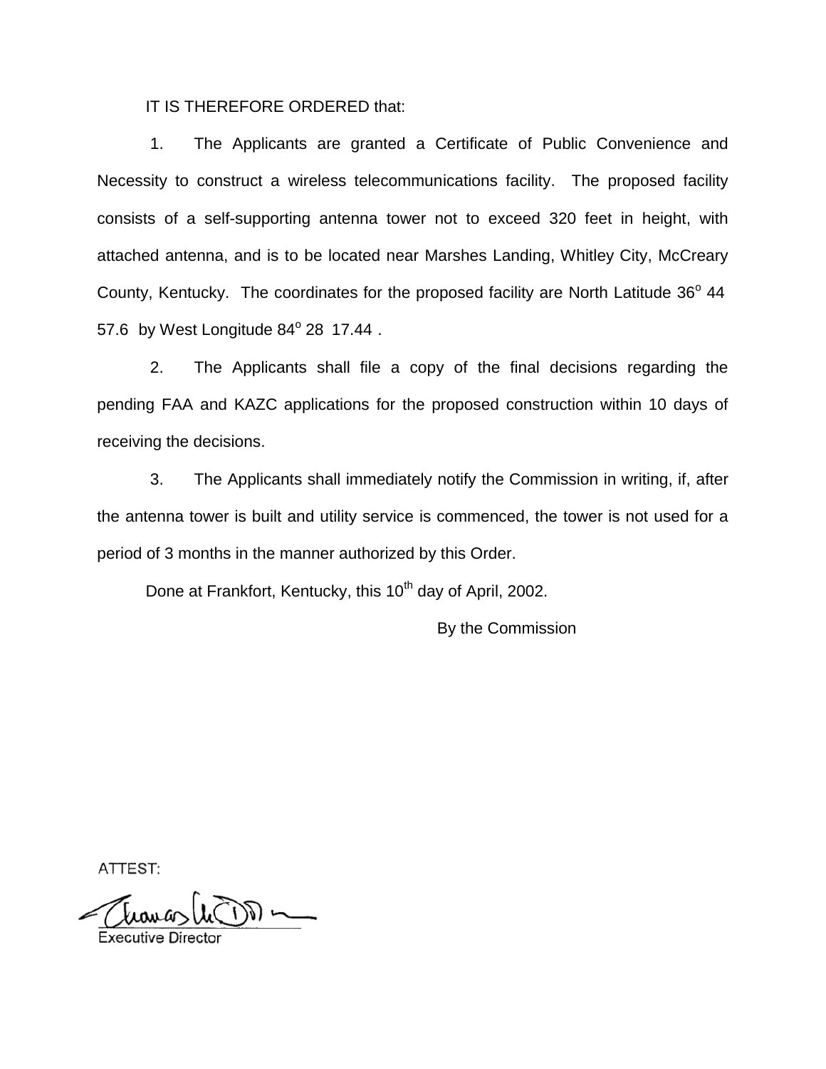IT IS THEREFORE ORDERED that:

1. The Applicants are granted a Certificate of Public Convenience and Necessity to construct a wireless telecommunications facility. The proposed facility consists of a self-supporting antenna tower not to exceed 320 feet in height, with attached antenna, and is to be located near Marshes Landing, Whitley City, McCreary County, Kentucky. The coordinates for the proposed facility are North Latitude 36° 44 57.6 by West Longitude 84° 28 17.44 .

2. The Applicants shall file a copy of the final decisions regarding the pending FAA and KAZC applications for the proposed construction within 10 days of receiving the decisions.

3. The Applicants shall immediately notify the Commission in writing, if, after the antenna tower is built and utility service is commenced, the tower is not used for a period of 3 months in the manner authorized by this Order.

Done at Frankfort, Kentucky, this 10th day of April, 2002.

By the Commission

ATTEST:

Executive Director